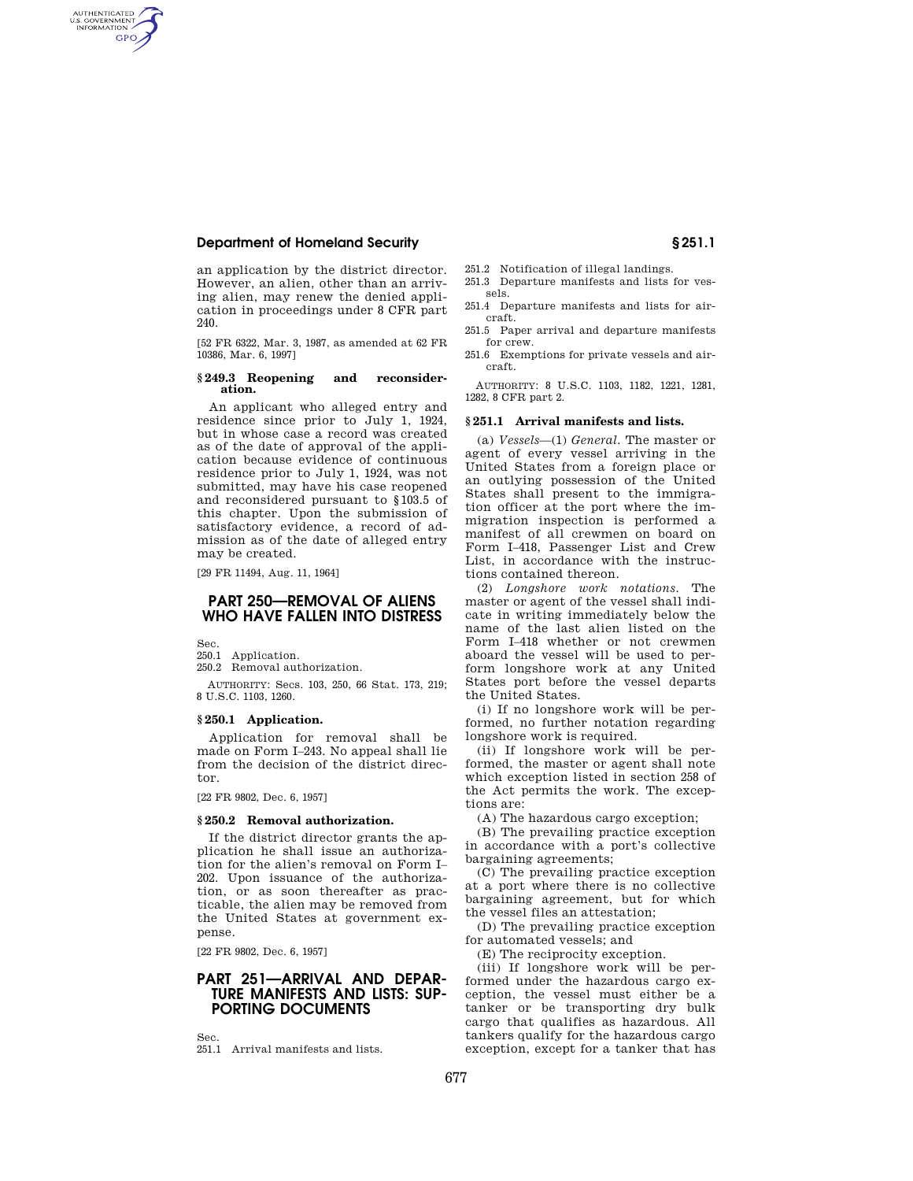an application by the district director. However, an alien, other than an arriving alien, may renew the denied application in proceedings under 8 CFR part 240.

[52 FR 6322, Mar. 3, 1987, as amended at 62 FR 10386, Mar. 6, 1997]

### § 249.3 Reopening and reconsideration.

An applicant who alleged entry and residence since prior to July 1, 1924, but in whose case a record was created as of the date of approval of the application because evidence of continuous residence prior to July 1, 1924, was not submitted, may have his case reopened and reconsidered pursuant to §103.5 of this chapter. Upon the submission of satisfactory evidence, a record of admission as of the date of alleged entry may be created.

[29 FR 11494, Aug. 11, 1964]

## PART 250—REMOVAL OF ALIENS WHO HAVE FALLEN INTO DISTRESS

Sec.
250.1 Application.
250.2 Removal authorization.

AUTHORITY: Secs. 103, 250, 66 Stat. 173, 219; 8 U.S.C. 1103, 1260.

### § 250.1 Application.

Application for removal shall be made on Form I–243. No appeal shall lie from the decision of the district director.

[22 FR 9802, Dec. 6, 1957]

### § 250.2 Removal authorization.

If the district director grants the application he shall issue an authorization for the alien's removal on Form I–202. Upon issuance of the authorization, or as soon thereafter as practicable, the alien may be removed from the United States at government expense.

[22 FR 9802, Dec. 6, 1957]

## PART 251—ARRIVAL AND DEPARTURE MANIFESTS AND LISTS: SUPPORTING DOCUMENTS

Sec.
251.1 Arrival manifests and lists.
251.2 Notification of illegal landings.
251.3 Departure manifests and lists for vessels.
251.4 Departure manifests and lists for aircraft.
251.5 Paper arrival and departure manifests for crew.
251.6 Exemptions for private vessels and aircraft.

AUTHORITY: 8 U.S.C. 1103, 1182, 1221, 1281, 1282, 8 CFR part 2.

### § 251.1 Arrival manifests and lists.

(a) *Vessels*—(1) *General*. The master or agent of every vessel arriving in the United States from a foreign place or an outlying possession of the United States shall present to the immigration officer at the port where the immigration inspection is performed a manifest of all crewmen on board on Form I–418, Passenger List and Crew List, in accordance with the instructions contained thereon.

(2) *Longshore work notations*. The master or agent of the vessel shall indicate in writing immediately below the name of the last alien listed on the Form I–418 whether or not crewmen aboard the vessel will be used to perform longshore work at any United States port before the vessel departs the United States.

(i) If no longshore work will be performed, no further notation regarding longshore work is required.

(ii) If longshore work will be performed, the master or agent shall note which exception listed in section 258 of the Act permits the work. The exceptions are:

(A) The hazardous cargo exception;

(B) The prevailing practice exception in accordance with a port's collective bargaining agreements;

(C) The prevailing practice exception at a port where there is no collective bargaining agreement, but for which the vessel files an attestation;

(D) The prevailing practice exception for automated vessels; and

(E) The reciprocity exception.

(iii) If longshore work will be performed under the hazardous cargo exception, the vessel must either be a tanker or be transporting dry bulk cargo that qualifies as hazardous. All tankers qualify for the hazardous cargo exception, except for a tanker that has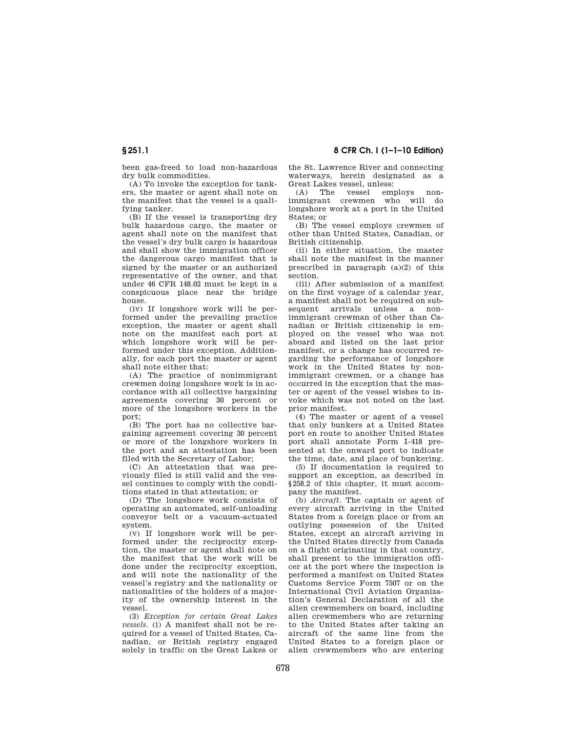been gas-freed to load non-hazardous dry bulk commodities.

(A) To invoke the exception for tankers, the master or agent shall note on the manifest that the vessel is a qualifying tanker.

(B) If the vessel is transporting dry bulk hazardous cargo, the master or agent shall note on the manifest that the vessel's dry bulk cargo is hazardous and shall show the immigration officer the dangerous cargo manifest that is signed by the master or an authorized representative of the owner, and that under 46 CFR 148.02 must be kept in a conspicuous place near the bridge house.

(iv) If longshore work will be performed under the prevailing practice exception, the master or agent shall note on the manifest each port at which longshore work will be performed under this exception. Additionally, for each port the master or agent shall note either that:

(A) The practice of nonimmigrant crewmen doing longshore work is in accordance with all collective bargaining agreements covering 30 percent or more of the longshore workers in the port;

(B) The port has no collective bargaining agreement covering 30 percent or more of the longshore workers in the port and an attestation has been filed with the Secretary of Labor;

(C) An attestation that was previously filed is still valid and the vessel continues to comply with the conditions stated in that attestation; or

(D) The longshore work consists of operating an automated, self-unloading conveyor belt or a vacuum-actuated system.

(v) If longshore work will be performed under the reciprocity exception, the master or agent shall note on the manifest that the work will be done under the reciprocity exception, and will note the nationality of the vessel's registry and the nationality or nationalities of the holders of a majority of the ownership interest in the vessel.

(3) *Exception for certain Great Lakes vessels.* (i) A manifest shall not be required for a vessel of United States, Canadian, or British registry engaged solely in traffic on the Great Lakes or the St. Lawrence River and connecting waterways, herein designated as a Great Lakes vessel, unless:

(A) The vessel employs nonimmigrant crewmen who will do longshore work at a port in the United States; or

(B) The vessel employs crewmen of other than United States, Canadian, or British citizenship.

(ii) In either situation, the master shall note the manifest in the manner prescribed in paragraph (a)(2) of this section.

(iii) After submission of a manifest on the first voyage of a calendar year, a manifest shall not be required on subsequent arrivals unless a nonimmigrant crewman of other than Canadian or British citizenship is employed on the vessel who was not aboard and listed on the last prior manifest, or a change has occurred regarding the performance of longshore work in the United States by nonimmigrant crewmen, or a change has occurred in the exception that the master or agent of the vessel wishes to invoke which was not noted on the last prior manifest.

(4) The master or agent of a vessel that only bunkers at a United States port en route to another United States port shall annotate Form I-418 presented at the onward port to indicate the time, date, and place of bunkering.

(5) If documentation is required to support an exception, as described in §258.2 of this chapter, it must accompany the manifest.

(b) *Aircraft.* The captain or agent of every aircraft arriving in the United States from a foreign place or from an outlying possession of the United States, except an aircraft arriving in the United States directly from Canada on a flight originating in that country, shall present to the immigration officer at the port where the inspection is performed a manifest on United States Customs Service Form 7507 or on the International Civil Aviation Organization's General Declaration of all the alien crewmembers on board, including alien crewmembers who are returning to the United States after taking an aircraft of the same line from the United States to a foreign place or alien crewmembers who are entering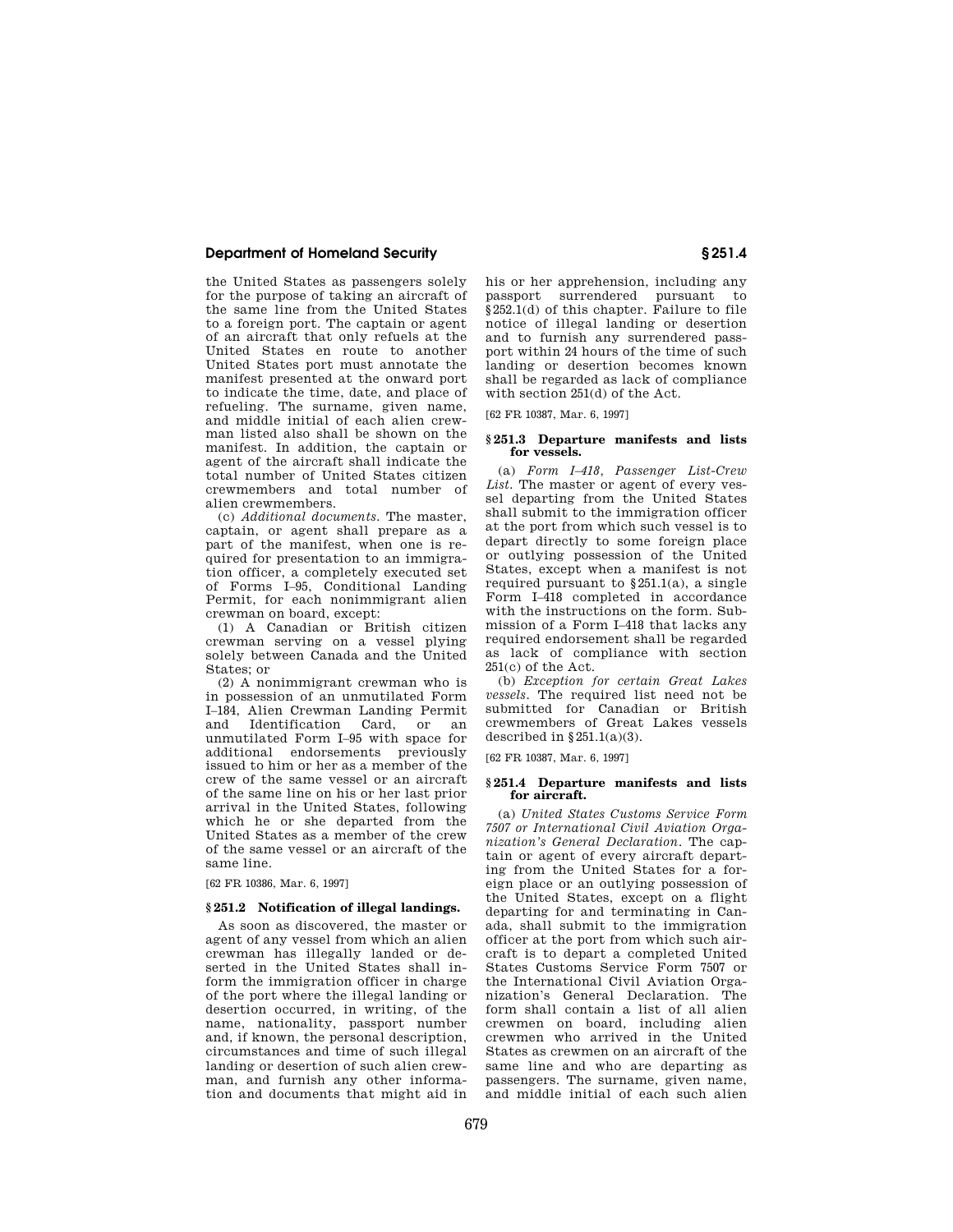the United States as passengers solely for the purpose of taking an aircraft of the same line from the United States to a foreign port. The captain or agent of an aircraft that only refuels at the United States en route to another United States port must annotate the manifest presented at the onward port to indicate the time, date, and place of refueling. The surname, given name, and middle initial of each alien crewman listed also shall be shown on the manifest. In addition, the captain or agent of the aircraft shall indicate the total number of United States citizen crewmembers and total number of alien crewmembers.

(c) *Additional documents.* The master, captain, or agent shall prepare as a part of the manifest, when one is required for presentation to an immigration officer, a completely executed set of Forms I–95, Conditional Landing Permit, for each nonimmigrant alien crewman on board, except:

(1) A Canadian or British citizen crewman serving on a vessel plying solely between Canada and the United States; or

(2) A nonimmigrant crewman who is in possession of an unmutilated Form I–184, Alien Crewman Landing Permit and Identification Card, or an unmutilated Form I–95 with space for additional endorsements previously issued to him or her as a member of the crew of the same vessel or an aircraft of the same line on his or her last prior arrival in the United States, following which he or she departed from the United States as a member of the crew of the same vessel or an aircraft of the same line.

[62 FR 10386, Mar. 6, 1997]

### § 251.2 Notification of illegal landings.

As soon as discovered, the master or agent of any vessel from which an alien crewman has illegally landed or deserted in the United States shall inform the immigration officer in charge of the port where the illegal landing or desertion occurred, in writing, of the name, nationality, passport number and, if known, the personal description, circumstances and time of such illegal landing or desertion of such alien crewman, and furnish any other information and documents that might aid in his or her apprehension, including any passport surrendered pursuant to §252.1(d) of this chapter. Failure to file notice of illegal landing or desertion and to furnish any surrendered passport within 24 hours of the time of such landing or desertion becomes known shall be regarded as lack of compliance with section 251(d) of the Act.

[62 FR 10387, Mar. 6, 1997]

### § 251.3 Departure manifests and lists for vessels.

(a) *Form I–418, Passenger List-Crew List.* The master or agent of every vessel departing from the United States shall submit to the immigration officer at the port from which such vessel is to depart directly to some foreign place or outlying possession of the United States, except when a manifest is not required pursuant to §251.1(a), a single Form I–418 completed in accordance with the instructions on the form. Submission of a Form I–418 that lacks any required endorsement shall be regarded as lack of compliance with section 251(c) of the Act.

(b) *Exception for certain Great Lakes vessels.* The required list need not be submitted for Canadian or British crewmembers of Great Lakes vessels described in §251.1(a)(3).

[62 FR 10387, Mar. 6, 1997]

### § 251.4 Departure manifests and lists for aircraft.

(a) *United States Customs Service Form 7507 or International Civil Aviation Organization's General Declaration.* The captain or agent of every aircraft departing from the United States for a foreign place or an outlying possession of the United States, except on a flight departing for and terminating in Canada, shall submit to the immigration officer at the port from which such aircraft is to depart a completed United States Customs Service Form 7507 or the International Civil Aviation Organization's General Declaration. The form shall contain a list of all alien crewmen on board, including alien crewmen who arrived in the United States as crewmen on an aircraft of the same line and who are departing as passengers. The surname, given name, and middle initial of each such alien